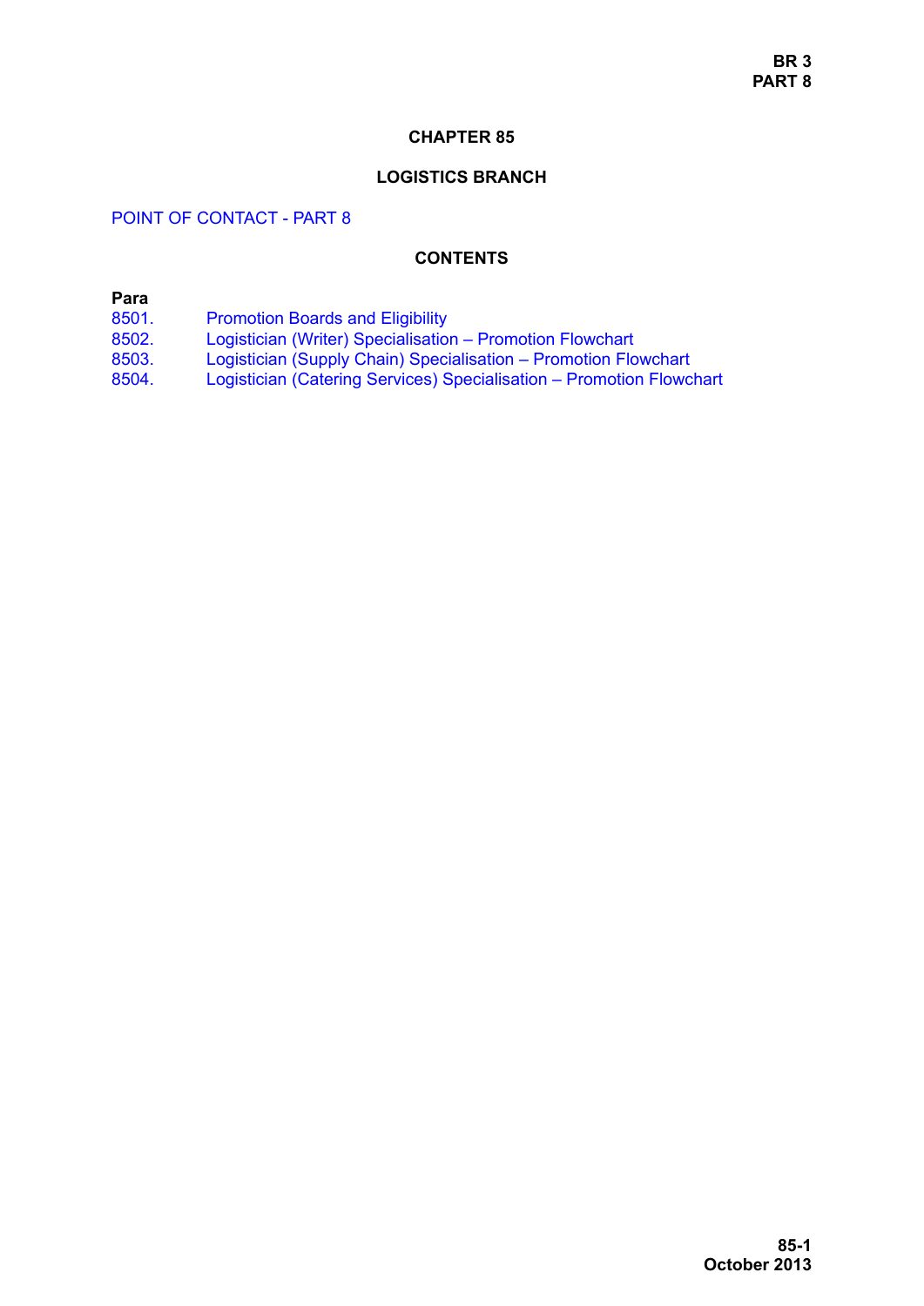# CHAPTER 85

## LOGISTICS BRANCH

POINT OF CONTACT - PART 8

### CONTENTS

**Para**

8501. Promotion Boards and Eligibility
8502. Logistician (Writer) Specialisation – Promotion Flowchart
8503. Logistician (Supply Chain) Specialisation – Promotion Flowchart
8504. Logistician (Catering Services) Specialisation – Promotion Flowchart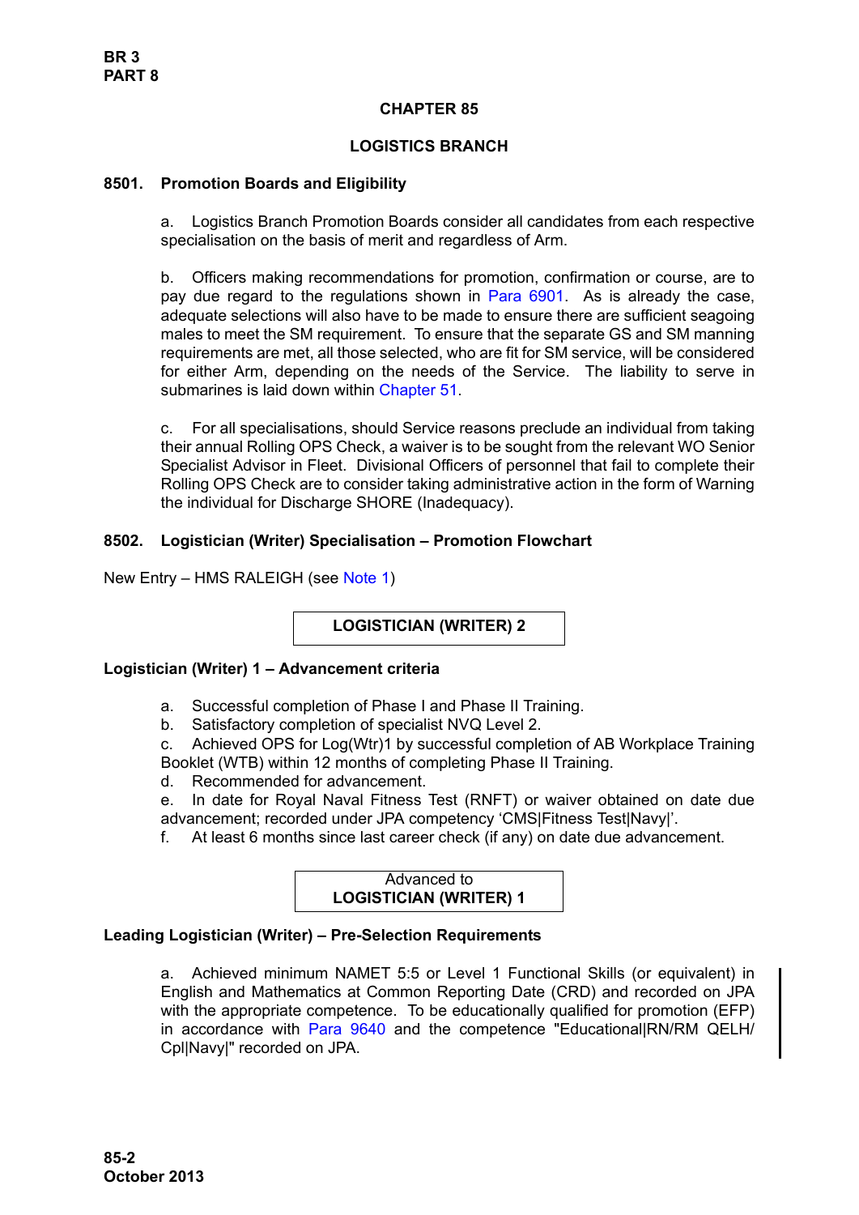## CHAPTER 85

## LOGISTICS BRANCH

### 8501. Promotion Boards and Eligibility

a. Logistics Branch Promotion Boards consider all candidates from each respective specialisation on the basis of merit and regardless of Arm.

b. Officers making recommendations for promotion, confirmation or course, are to pay due regard to the regulations shown in Para 6901. As is already the case, adequate selections will also have to be made to ensure there are sufficient seagoing males to meet the SM requirement. To ensure that the separate GS and SM manning requirements are met, all those selected, who are fit for SM service, will be considered for either Arm, depending on the needs of the Service. The liability to serve in submarines is laid down within Chapter 51.

c. For all specialisations, should Service reasons preclude an individual from taking their annual Rolling OPS Check, a waiver is to be sought from the relevant WO Senior Specialist Advisor in Fleet. Divisional Officers of personnel that fail to complete their Rolling OPS Check are to consider taking administrative action in the form of Warning the individual for Discharge SHORE (Inadequacy).

### 8502. Logistician (Writer) Specialisation – Promotion Flowchart

New Entry – HMS RALEIGH (see Note 1)

**LOGISTICIAN (WRITER) 2**

**Logistician (Writer) 1 – Advancement criteria**

a. Successful completion of Phase I and Phase II Training.
b. Satisfactory completion of specialist NVQ Level 2.
c. Achieved OPS for Log(Wtr)1 by successful completion of AB Workplace Training Booklet (WTB) within 12 months of completing Phase II Training.
d. Recommended for advancement.
e. In date for Royal Naval Fitness Test (RNFT) or waiver obtained on date due advancement; recorded under JPA competency 'CMS|Fitness Test|Navy|'.
f. At least 6 months since last career check (if any) on date due advancement.

Advanced to
**LOGISTICIAN (WRITER) 1**

**Leading Logistician (Writer) – Pre-Selection Requirements**

a. Achieved minimum NAMET 5:5 or Level 1 Functional Skills (or equivalent) in English and Mathematics at Common Reporting Date (CRD) and recorded on JPA with the appropriate competence. To be educationally qualified for promotion (EFP) in accordance with Para 9640 and the competence "Educational|RN/RM QELH/Cpl|Navy|" recorded on JPA.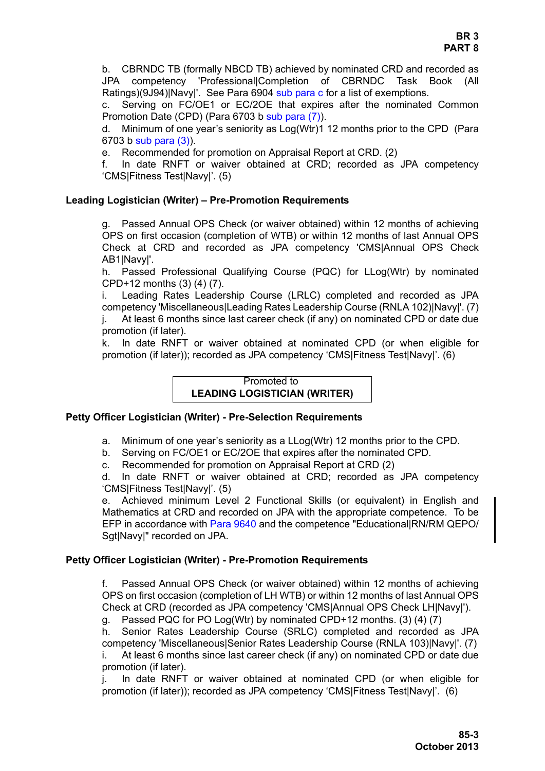b. CBRNDC TB (formally NBCD TB) achieved by nominated CRD and recorded as JPA competency 'Professional|Completion of CBRNDC Task Book (All Ratings)(9J94)|Navy|'. See Para 6904 sub para c for a list of exemptions.

c. Serving on FC/OE1 or EC/2OE that expires after the nominated Common Promotion Date (CPD) (Para 6703 b sub para (7)).

d. Minimum of one year's seniority as Log(Wtr)1 12 months prior to the CPD (Para 6703 b sub para (3)).

e. Recommended for promotion on Appraisal Report at CRD. (2)

f. In date RNFT or waiver obtained at CRD; recorded as JPA competency 'CMS|Fitness Test|Navy|'. (5)

**Leading Logistician (Writer) – Pre-Promotion Requirements**

g. Passed Annual OPS Check (or waiver obtained) within 12 months of achieving OPS on first occasion (completion of WTB) or within 12 months of last Annual OPS Check at CRD and recorded as JPA competency 'CMS|Annual OPS Check AB1|Navy|'.

h. Passed Professional Qualifying Course (PQC) for LLog(Wtr) by nominated CPD+12 months (3) (4) (7).

i. Leading Rates Leadership Course (LRLC) completed and recorded as JPA competency 'Miscellaneous|Leading Rates Leadership Course (RNLA 102)|Navy|'. (7)

j. At least 6 months since last career check (if any) on nominated CPD or date due promotion (if later).

k. In date RNFT or waiver obtained at nominated CPD (or when eligible for promotion (if later)); recorded as JPA competency 'CMS|Fitness Test|Navy|'. (6)

Promoted to
**LEADING LOGISTICIAN (WRITER)**

**Petty Officer Logistician (Writer) - Pre-Selection Requirements**

a. Minimum of one year's seniority as a LLog(Wtr) 12 months prior to the CPD.

b. Serving on FC/OE1 or EC/2OE that expires after the nominated CPD.

c. Recommended for promotion on Appraisal Report at CRD (2)

d. In date RNFT or waiver obtained at CRD; recorded as JPA competency 'CMS|Fitness Test|Navy|'. (5)

e. Achieved minimum Level 2 Functional Skills (or equivalent) in English and Mathematics at CRD and recorded on JPA with the appropriate competence. To be EFP in accordance with Para 9640 and the competence "Educational|RN/RM QEPO/Sgt|Navy|" recorded on JPA.

**Petty Officer Logistician (Writer) - Pre-Promotion Requirements**

f. Passed Annual OPS Check (or waiver obtained) within 12 months of achieving OPS on first occasion (completion of LH WTB) or within 12 months of last Annual OPS Check at CRD (recorded as JPA competency 'CMS|Annual OPS Check LH|Navy|').

g. Passed PQC for PO Log(Wtr) by nominated CPD+12 months. (3) (4) (7)

h. Senior Rates Leadership Course (SRLC) completed and recorded as JPA competency 'Miscellaneous|Senior Rates Leadership Course (RNLA 103)|Navy|'. (7)

i. At least 6 months since last career check (if any) on nominated CPD or date due promotion (if later).

j. In date RNFT or waiver obtained at nominated CPD (or when eligible for promotion (if later)); recorded as JPA competency 'CMS|Fitness Test|Navy|'. (6)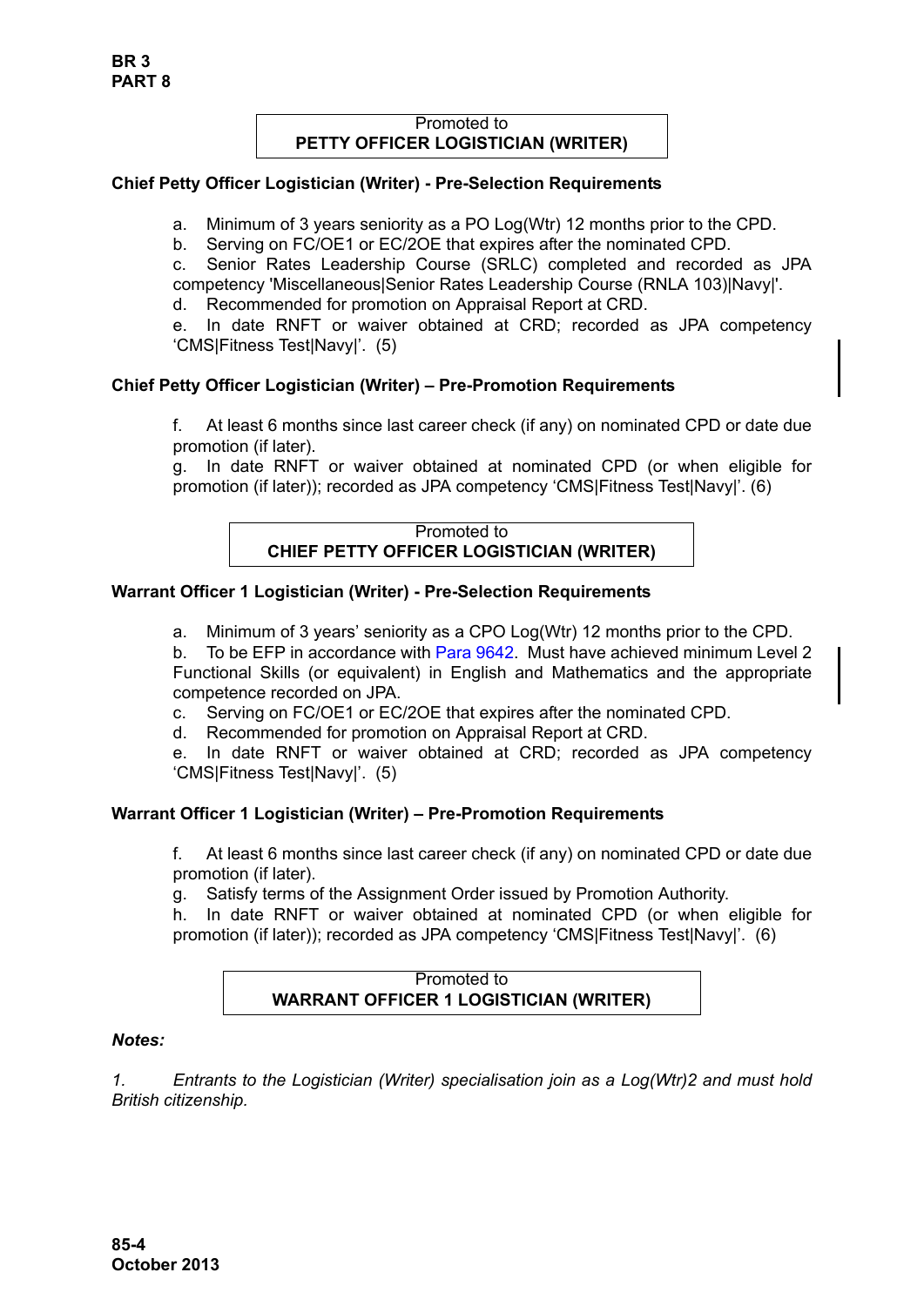Promoted to
**PETTY OFFICER LOGISTICIAN (WRITER)**

**Chief Petty Officer Logistician (Writer) - Pre-Selection Requirements**

a. Minimum of 3 years seniority as a PO Log(Wtr) 12 months prior to the CPD.
b. Serving on FC/OE1 or EC/2OE that expires after the nominated CPD.
c. Senior Rates Leadership Course (SRLC) completed and recorded as JPA competency 'Miscellaneous|Senior Rates Leadership Course (RNLA 103)|Navy|'.
d. Recommended for promotion on Appraisal Report at CRD.
e. In date RNFT or waiver obtained at CRD; recorded as JPA competency 'CMS|Fitness Test|Navy|'. (5)

**Chief Petty Officer Logistician (Writer) – Pre-Promotion Requirements**

f. At least 6 months since last career check (if any) on nominated CPD or date due promotion (if later).
g. In date RNFT or waiver obtained at nominated CPD (or when eligible for promotion (if later)); recorded as JPA competency 'CMS|Fitness Test|Navy|'. (6)

Promoted to
**CHIEF PETTY OFFICER LOGISTICIAN (WRITER)**

**Warrant Officer 1 Logistician (Writer) - Pre-Selection Requirements**

a. Minimum of 3 years' seniority as a CPO Log(Wtr) 12 months prior to the CPD.
b. To be EFP in accordance with Para 9642. Must have achieved minimum Level 2 Functional Skills (or equivalent) in English and Mathematics and the appropriate competence recorded on JPA.
c. Serving on FC/OE1 or EC/2OE that expires after the nominated CPD.
d. Recommended for promotion on Appraisal Report at CRD.
e. In date RNFT or waiver obtained at CRD; recorded as JPA competency 'CMS|Fitness Test|Navy|'. (5)

**Warrant Officer 1 Logistician (Writer) – Pre-Promotion Requirements**

f. At least 6 months since last career check (if any) on nominated CPD or date due promotion (if later).
g. Satisfy terms of the Assignment Order issued by Promotion Authority.
h. In date RNFT or waiver obtained at nominated CPD (or when eligible for promotion (if later)); recorded as JPA competency 'CMS|Fitness Test|Navy|'. (6)

Promoted to
**WARRANT OFFICER 1 LOGISTICIAN (WRITER)**

***Notes:***

*1. Entrants to the Logistician (Writer) specialisation join as a Log(Wtr)2 and must hold British citizenship.*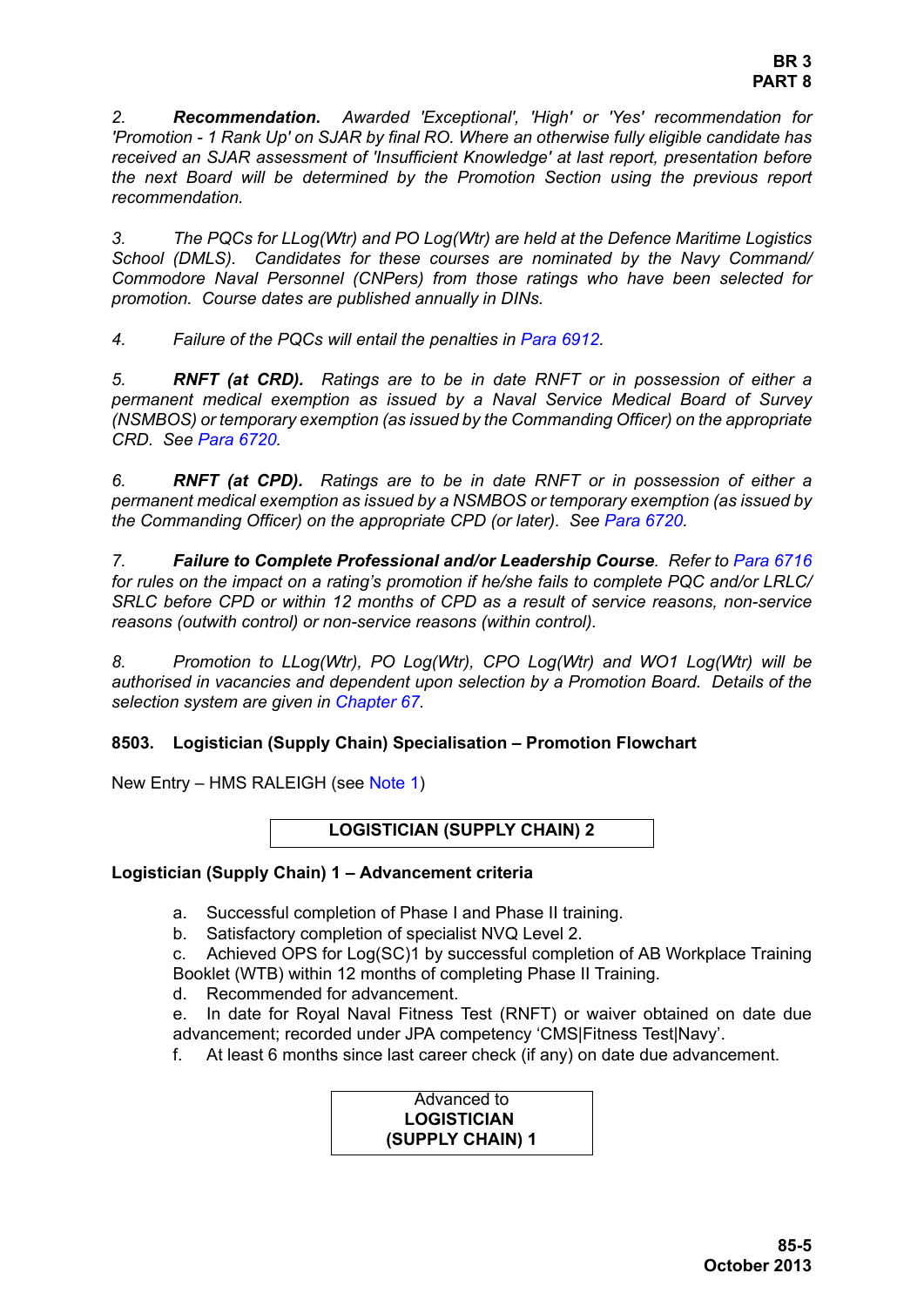*2. **Recommendation.** Awarded 'Exceptional', 'High' or 'Yes' recommendation for 'Promotion - 1 Rank Up' on SJAR by final RO. Where an otherwise fully eligible candidate has received an SJAR assessment of 'Insufficient Knowledge' at last report, presentation before the next Board will be determined by the Promotion Section using the previous report recommendation.*

*3. The PQCs for LLog(Wtr) and PO Log(Wtr) are held at the Defence Maritime Logistics School (DMLS). Candidates for these courses are nominated by the Navy Command/ Commodore Naval Personnel (CNPers) from those ratings who have been selected for promotion. Course dates are published annually in DINs.*

*4. Failure of the PQCs will entail the penalties in Para 6912.*

*5. **RNFT (at CRD).** Ratings are to be in date RNFT or in possession of either a permanent medical exemption as issued by a Naval Service Medical Board of Survey (NSMBOS) or temporary exemption (as issued by the Commanding Officer) on the appropriate CRD. See Para 6720.*

*6. **RNFT (at CPD).** Ratings are to be in date RNFT or in possession of either a permanent medical exemption as issued by a NSMBOS or temporary exemption (as issued by the Commanding Officer) on the appropriate CPD (or later). See Para 6720.*

*7. **Failure to Complete Professional and/or Leadership Course**. Refer to Para 6716 for rules on the impact on a rating's promotion if he/she fails to complete PQC and/or LRLC/ SRLC before CPD or within 12 months of CPD as a result of service reasons, non-service reasons (outwith control) or non-service reasons (within control).*

*8. Promotion to LLog(Wtr), PO Log(Wtr), CPO Log(Wtr) and WO1 Log(Wtr) will be authorised in vacancies and dependent upon selection by a Promotion Board. Details of the selection system are given in Chapter 67.*

### 8503. Logistician (Supply Chain) Specialisation – Promotion Flowchart

New Entry – HMS RALEIGH (see Note 1)

**LOGISTICIAN (SUPPLY CHAIN) 2**

**Logistician (Supply Chain) 1 – Advancement criteria**

a. Successful completion of Phase I and Phase II training.
b. Satisfactory completion of specialist NVQ Level 2.
c. Achieved OPS for Log(SC)1 by successful completion of AB Workplace Training Booklet (WTB) within 12 months of completing Phase II Training.
d. Recommended for advancement.
e. In date for Royal Naval Fitness Test (RNFT) or waiver obtained on date due advancement; recorded under JPA competency 'CMS|Fitness Test|Navy'.
f. At least 6 months since last career check (if any) on date due advancement.

Advanced to
**LOGISTICIAN (SUPPLY CHAIN) 1**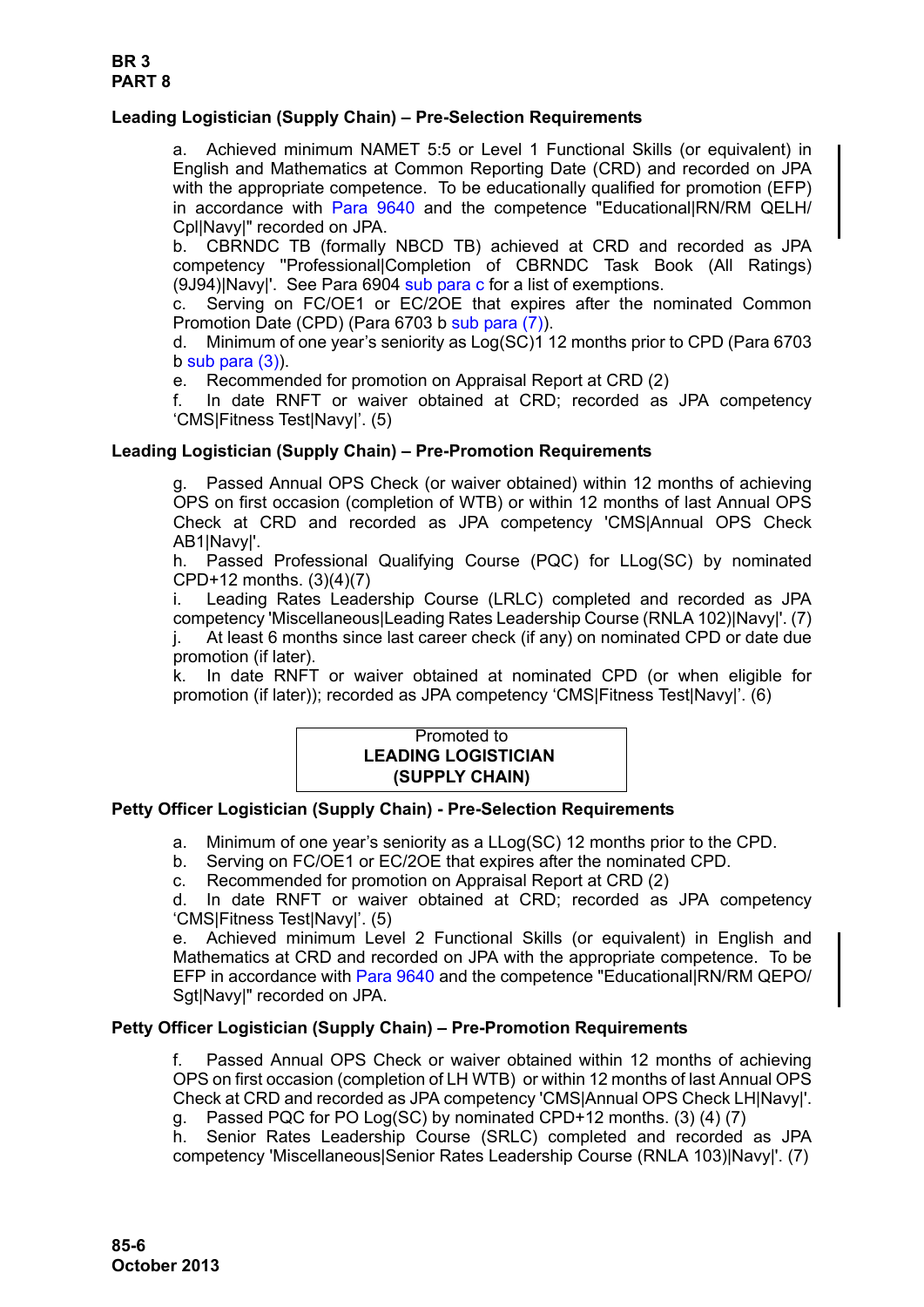### Leading Logistician (Supply Chain) – Pre-Selection Requirements

a. Achieved minimum NAMET 5:5 or Level 1 Functional Skills (or equivalent) in English and Mathematics at Common Reporting Date (CRD) and recorded on JPA with the appropriate competence. To be educationally qualified for promotion (EFP) in accordance with Para 9640 and the competence "Educational|RN/RM QELH/Cpl|Navy|" recorded on JPA.

b. CBRNDC TB (formally NBCD TB) achieved at CRD and recorded as JPA competency "Professional|Completion of CBRNDC Task Book (All Ratings) (9J94)|Navy|'. See Para 6904 sub para c for a list of exemptions.

c. Serving on FC/OE1 or EC/2OE that expires after the nominated Common Promotion Date (CPD) (Para 6703 b sub para (7)).

d. Minimum of one year's seniority as Log(SC)1 12 months prior to CPD (Para 6703 b sub para (3)).

e. Recommended for promotion on Appraisal Report at CRD (2)

f. In date RNFT or waiver obtained at CRD; recorded as JPA competency 'CMS|Fitness Test|Navy|'. (5)

### Leading Logistician (Supply Chain) – Pre-Promotion Requirements

g. Passed Annual OPS Check (or waiver obtained) within 12 months of achieving OPS on first occasion (completion of WTB) or within 12 months of last Annual OPS Check at CRD and recorded as JPA competency 'CMS|Annual OPS Check AB1|Navy|'.

h. Passed Professional Qualifying Course (PQC) for LLog(SC) by nominated CPD+12 months. (3)(4)(7)

i. Leading Rates Leadership Course (LRLC) completed and recorded as JPA competency 'Miscellaneous|Leading Rates Leadership Course (RNLA 102)|Navy|'. (7)

j. At least 6 months since last career check (if any) on nominated CPD or date due promotion (if later).

k. In date RNFT or waiver obtained at nominated CPD (or when eligible for promotion (if later)); recorded as JPA competency 'CMS|Fitness Test|Navy|'. (6)

Promoted to
**LEADING LOGISTICIAN (SUPPLY CHAIN)**

### Petty Officer Logistician (Supply Chain) - Pre-Selection Requirements

a. Minimum of one year's seniority as a LLog(SC) 12 months prior to the CPD.

b. Serving on FC/OE1 or EC/2OE that expires after the nominated CPD.

c. Recommended for promotion on Appraisal Report at CRD (2)

d. In date RNFT or waiver obtained at CRD; recorded as JPA competency 'CMS|Fitness Test|Navy|'. (5)

e. Achieved minimum Level 2 Functional Skills (or equivalent) in English and Mathematics at CRD and recorded on JPA with the appropriate competence. To be EFP in accordance with Para 9640 and the competence "Educational|RN/RM QEPO/Sgt|Navy|" recorded on JPA.

### Petty Officer Logistician (Supply Chain) – Pre-Promotion Requirements

f. Passed Annual OPS Check or waiver obtained within 12 months of achieving OPS on first occasion (completion of LH WTB) or within 12 months of last Annual OPS Check at CRD and recorded as JPA competency 'CMS|Annual OPS Check LH|Navy|'.

g. Passed PQC for PO Log(SC) by nominated CPD+12 months. (3) (4) (7)

h. Senior Rates Leadership Course (SRLC) completed and recorded as JPA competency 'Miscellaneous|Senior Rates Leadership Course (RNLA 103)|Navy|'. (7)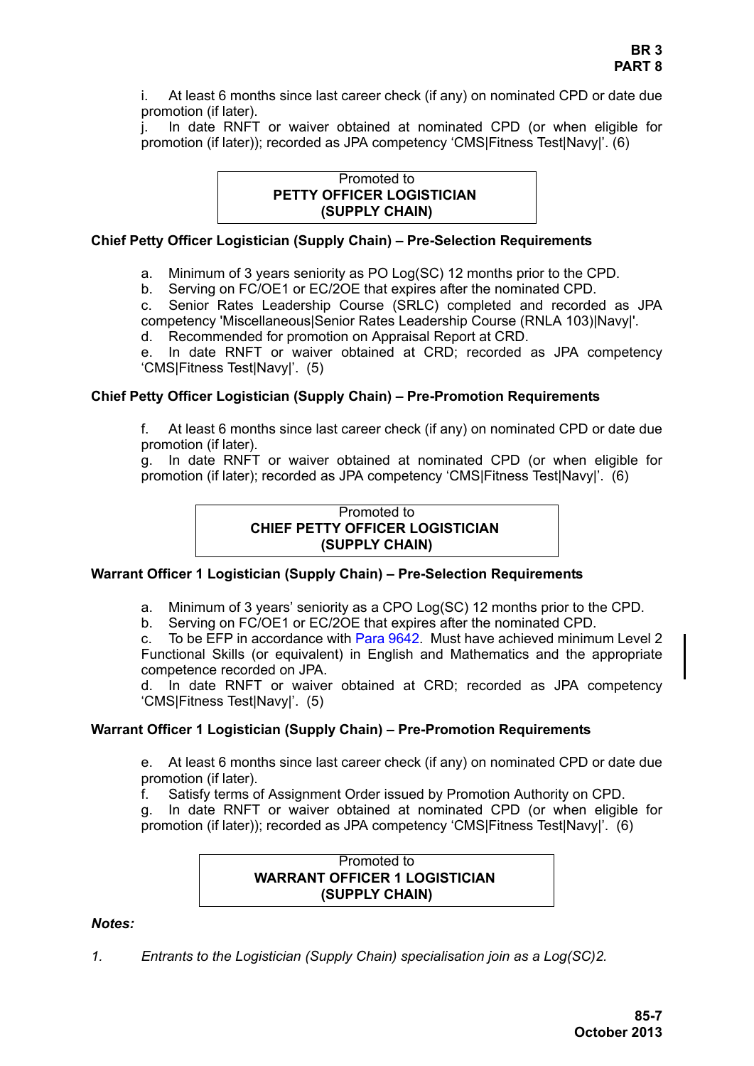i. At least 6 months since last career check (if any) on nominated CPD or date due promotion (if later).
j. In date RNFT or waiver obtained at nominated CPD (or when eligible for promotion (if later)); recorded as JPA competency 'CMS|Fitness Test|Navy|'. (6)

| Promoted to **PETTY OFFICER LOGISTICIAN (SUPPLY CHAIN)** |
|---|

**Chief Petty Officer Logistician (Supply Chain) – Pre-Selection Requirements**

a. Minimum of 3 years seniority as PO Log(SC) 12 months prior to the CPD.
b. Serving on FC/OE1 or EC/2OE that expires after the nominated CPD.
c. Senior Rates Leadership Course (SRLC) completed and recorded as JPA competency 'Miscellaneous|Senior Rates Leadership Course (RNLA 103)|Navy|'.
d. Recommended for promotion on Appraisal Report at CRD.
e. In date RNFT or waiver obtained at CRD; recorded as JPA competency 'CMS|Fitness Test|Navy|'. (5)

**Chief Petty Officer Logistician (Supply Chain) – Pre-Promotion Requirements**

f. At least 6 months since last career check (if any) on nominated CPD or date due promotion (if later).
g. In date RNFT or waiver obtained at nominated CPD (or when eligible for promotion (if later); recorded as JPA competency 'CMS|Fitness Test|Navy|'. (6)

| Promoted to **CHIEF PETTY OFFICER LOGISTICIAN (SUPPLY CHAIN)** |
|---|

**Warrant Officer 1 Logistician (Supply Chain) – Pre-Selection Requirements**

a. Minimum of 3 years' seniority as a CPO Log(SC) 12 months prior to the CPD.
b. Serving on FC/OE1 or EC/2OE that expires after the nominated CPD.
c. To be EFP in accordance with Para 9642. Must have achieved minimum Level 2 Functional Skills (or equivalent) in English and Mathematics and the appropriate competence recorded on JPA.
d. In date RNFT or waiver obtained at CRD; recorded as JPA competency 'CMS|Fitness Test|Navy|'. (5)

**Warrant Officer 1 Logistician (Supply Chain) – Pre-Promotion Requirements**

e. At least 6 months since last career check (if any) on nominated CPD or date due promotion (if later).
f. Satisfy terms of Assignment Order issued by Promotion Authority on CPD.
g. In date RNFT or waiver obtained at nominated CPD (or when eligible for promotion (if later)); recorded as JPA competency 'CMS|Fitness Test|Navy|'. (6)

| Promoted to **WARRANT OFFICER 1 LOGISTICIAN (SUPPLY CHAIN)** |
|---|

***Notes:***

*1. Entrants to the Logistician (Supply Chain) specialisation join as a Log(SC)2.*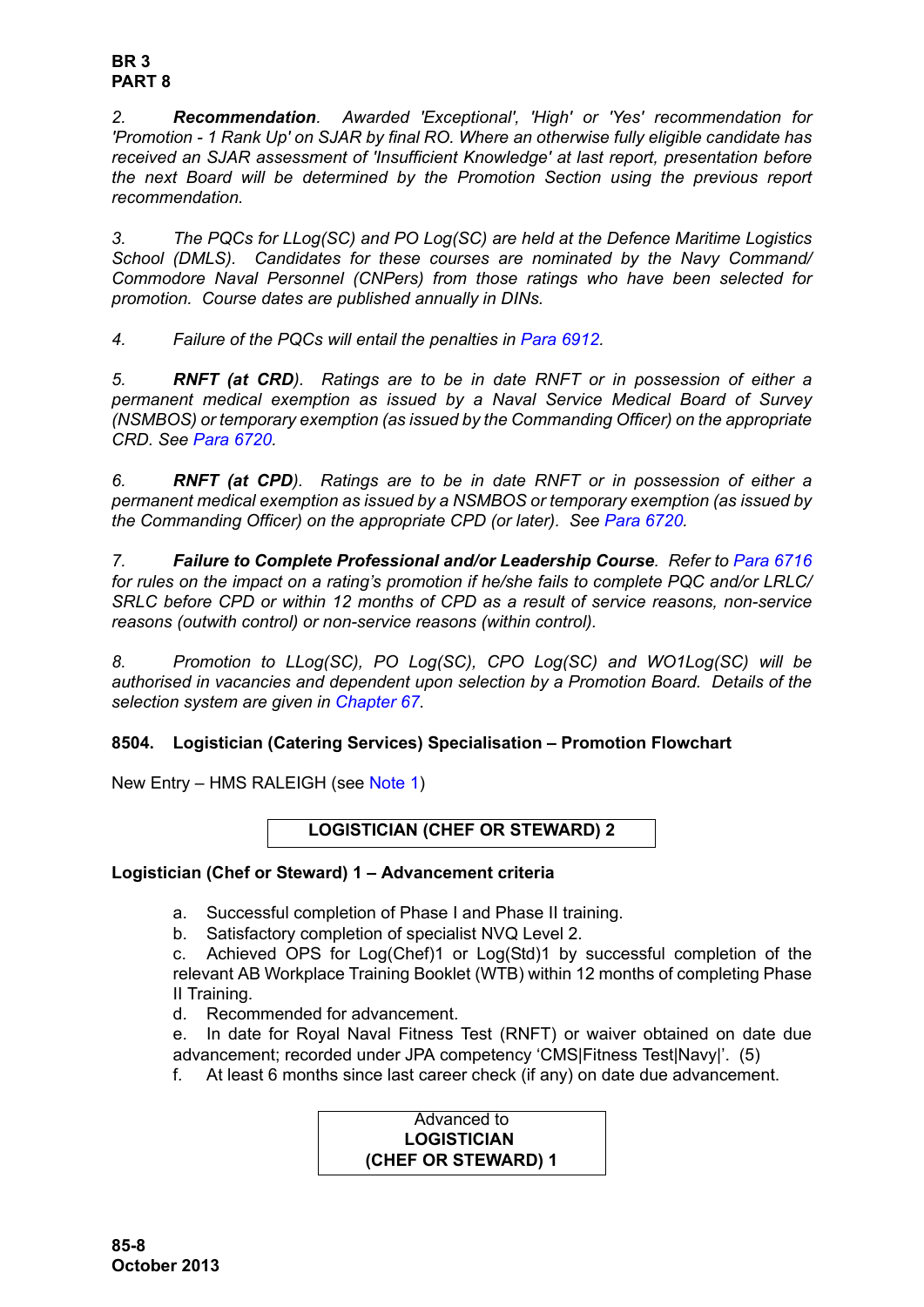*2. **Recommendation**. Awarded 'Exceptional', 'High' or 'Yes' recommendation for 'Promotion - 1 Rank Up' on SJAR by final RO. Where an otherwise fully eligible candidate has received an SJAR assessment of 'Insufficient Knowledge' at last report, presentation before the next Board will be determined by the Promotion Section using the previous report recommendation.*

*3. The PQCs for LLog(SC) and PO Log(SC) are held at the Defence Maritime Logistics School (DMLS). Candidates for these courses are nominated by the Navy Command/ Commodore Naval Personnel (CNPers) from those ratings who have been selected for promotion. Course dates are published annually in DINs.*

*4. Failure of the PQCs will entail the penalties in Para 6912.*

*5. **RNFT (at CRD)**. Ratings are to be in date RNFT or in possession of either a permanent medical exemption as issued by a Naval Service Medical Board of Survey (NSMBOS) or temporary exemption (as issued by the Commanding Officer) on the appropriate CRD. See Para 6720.*

*6. **RNFT (at CPD)**. Ratings are to be in date RNFT or in possession of either a permanent medical exemption as issued by a NSMBOS or temporary exemption (as issued by the Commanding Officer) on the appropriate CPD (or later). See Para 6720.*

*7. **Failure to Complete Professional and/or Leadership Course**. Refer to Para 6716 for rules on the impact on a rating's promotion if he/she fails to complete PQC and/or LRLC/ SRLC before CPD or within 12 months of CPD as a result of service reasons, non-service reasons (outwith control) or non-service reasons (within control).*

*8. Promotion to LLog(SC), PO Log(SC), CPO Log(SC) and WO1Log(SC) will be authorised in vacancies and dependent upon selection by a Promotion Board. Details of the selection system are given in Chapter 67.*

## 8504. Logistician (Catering Services) Specialisation – Promotion Flowchart

New Entry – HMS RALEIGH (see Note 1)

**LOGISTICIAN (CHEF OR STEWARD) 2**

**Logistician (Chef or Steward) 1 – Advancement criteria**

a. Successful completion of Phase I and Phase II training.
b. Satisfactory completion of specialist NVQ Level 2.
c. Achieved OPS for Log(Chef)1 or Log(Std)1 by successful completion of the relevant AB Workplace Training Booklet (WTB) within 12 months of completing Phase II Training.
d. Recommended for advancement.
e. In date for Royal Naval Fitness Test (RNFT) or waiver obtained on date due advancement; recorded under JPA competency 'CMS|Fitness Test|Navy|'. (5)
f. At least 6 months since last career check (if any) on date due advancement.

Advanced to
**LOGISTICIAN**
**(CHEF OR STEWARD) 1**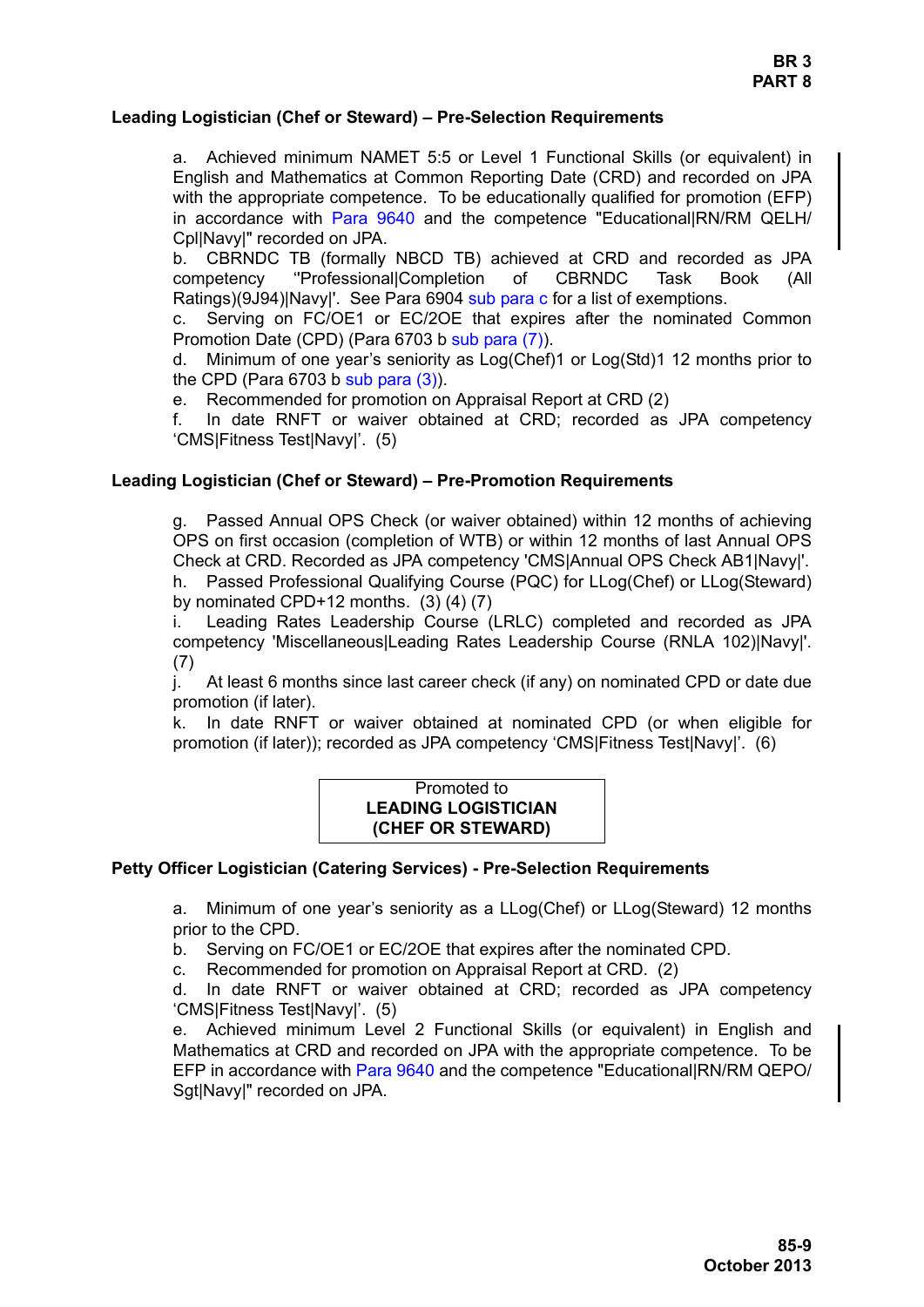### Leading Logistician (Chef or Steward) – Pre-Selection Requirements

a. Achieved minimum NAMET 5:5 or Level 1 Functional Skills (or equivalent) in English and Mathematics at Common Reporting Date (CRD) and recorded on JPA with the appropriate competence. To be educationally qualified for promotion (EFP) in accordance with Para 9640 and the competence "Educational|RN/RM QELH/Cpl|Navy|" recorded on JPA.
b. CBRNDC TB (formally NBCD TB) achieved at CRD and recorded as JPA competency "Professional|Completion of CBRNDC Task Book (All Ratings)(9J94)|Navy|'. See Para 6904 sub para c for a list of exemptions.
c. Serving on FC/OE1 or EC/2OE that expires after the nominated Common Promotion Date (CPD) (Para 6703 b sub para (7)).
d. Minimum of one year's seniority as Log(Chef)1 or Log(Std)1 12 months prior to the CPD (Para 6703 b sub para (3)).
e. Recommended for promotion on Appraisal Report at CRD (2)
f. In date RNFT or waiver obtained at CRD; recorded as JPA competency 'CMS|Fitness Test|Navy|'. (5)

### Leading Logistician (Chef or Steward) – Pre-Promotion Requirements

g. Passed Annual OPS Check (or waiver obtained) within 12 months of achieving OPS on first occasion (completion of WTB) or within 12 months of last Annual OPS Check at CRD. Recorded as JPA competency 'CMS|Annual OPS Check AB1|Navy|'.
h. Passed Professional Qualifying Course (PQC) for LLog(Chef) or LLog(Steward) by nominated CPD+12 months. (3) (4) (7)
i. Leading Rates Leadership Course (LRLC) completed and recorded as JPA competency 'Miscellaneous|Leading Rates Leadership Course (RNLA 102)|Navy|'. (7)
j. At least 6 months since last career check (if any) on nominated CPD or date due promotion (if later).
k. In date RNFT or waiver obtained at nominated CPD (or when eligible for promotion (if later)); recorded as JPA competency 'CMS|Fitness Test|Navy|'. (6)

Promoted to
**LEADING LOGISTICIAN (CHEF OR STEWARD)**

### Petty Officer Logistician (Catering Services) - Pre-Selection Requirements

a. Minimum of one year's seniority as a LLog(Chef) or LLog(Steward) 12 months prior to the CPD.
b. Serving on FC/OE1 or EC/2OE that expires after the nominated CPD.
c. Recommended for promotion on Appraisal Report at CRD. (2)
d. In date RNFT or waiver obtained at CRD; recorded as JPA competency 'CMS|Fitness Test|Navy|'. (5)
e. Achieved minimum Level 2 Functional Skills (or equivalent) in English and Mathematics at CRD and recorded on JPA with the appropriate competence. To be EFP in accordance with Para 9640 and the competence "Educational|RN/RM QEPO/Sgt|Navy|" recorded on JPA.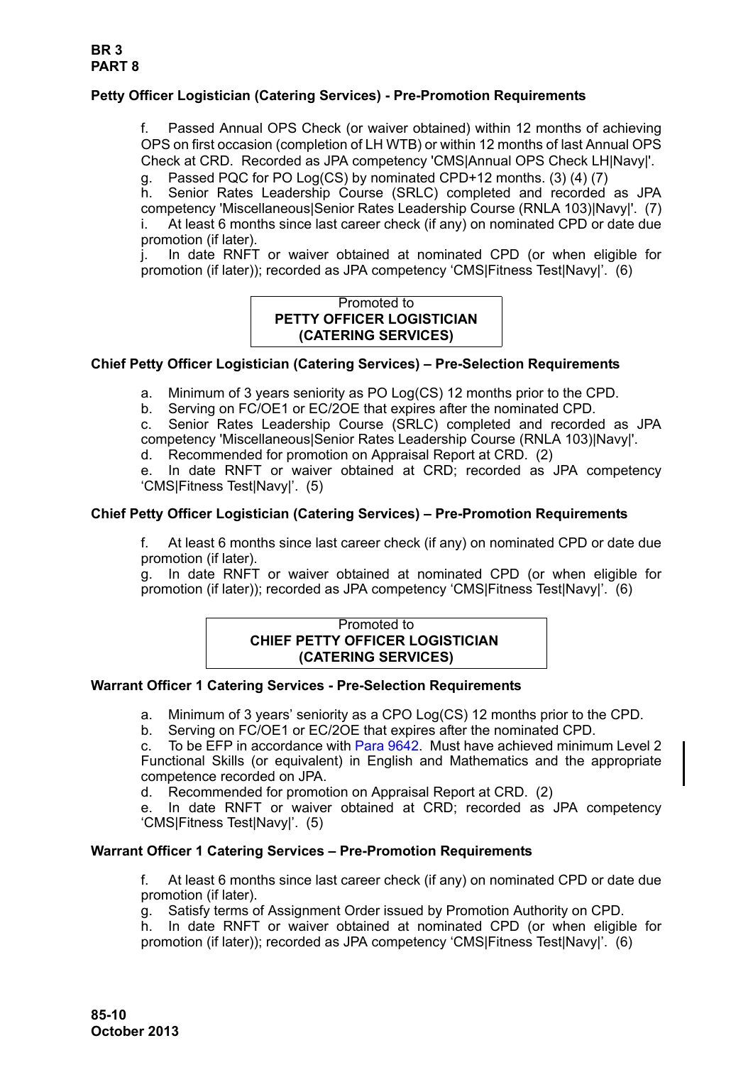**Petty Officer Logistician (Catering Services) - Pre-Promotion Requirements**

f. Passed Annual OPS Check (or waiver obtained) within 12 months of achieving OPS on first occasion (completion of LH WTB) or within 12 months of last Annual OPS Check at CRD. Recorded as JPA competency 'CMS|Annual OPS Check LH|Navy|'.

g. Passed PQC for PO Log(CS) by nominated CPD+12 months. (3) (4) (7)

h. Senior Rates Leadership Course (SRLC) completed and recorded as JPA competency 'Miscellaneous|Senior Rates Leadership Course (RNLA 103)|Navy|'. (7)

i. At least 6 months since last career check (if any) on nominated CPD or date due promotion (if later).

j. In date RNFT or waiver obtained at nominated CPD (or when eligible for promotion (if later)); recorded as JPA competency 'CMS|Fitness Test|Navy|'. (6)

| Promoted to<br>**PETTY OFFICER LOGISTICIAN (CATERING SERVICES)** |
|---|

**Chief Petty Officer Logistician (Catering Services) – Pre-Selection Requirements**

a. Minimum of 3 years seniority as PO Log(CS) 12 months prior to the CPD.

b. Serving on FC/OE1 or EC/2OE that expires after the nominated CPD.

c. Senior Rates Leadership Course (SRLC) completed and recorded as JPA competency 'Miscellaneous|Senior Rates Leadership Course (RNLA 103)|Navy|'.

d. Recommended for promotion on Appraisal Report at CRD. (2)

e. In date RNFT or waiver obtained at CRD; recorded as JPA competency 'CMS|Fitness Test|Navy|'. (5)

**Chief Petty Officer Logistician (Catering Services) – Pre-Promotion Requirements**

f. At least 6 months since last career check (if any) on nominated CPD or date due promotion (if later).

g. In date RNFT or waiver obtained at nominated CPD (or when eligible for promotion (if later)); recorded as JPA competency 'CMS|Fitness Test|Navy|'. (6)

| Promoted to<br>**CHIEF PETTY OFFICER LOGISTICIAN (CATERING SERVICES)** |
|---|

**Warrant Officer 1 Catering Services - Pre-Selection Requirements**

a. Minimum of 3 years' seniority as a CPO Log(CS) 12 months prior to the CPD.

b. Serving on FC/OE1 or EC/2OE that expires after the nominated CPD.

c. To be EFP in accordance with Para 9642. Must have achieved minimum Level 2 Functional Skills (or equivalent) in English and Mathematics and the appropriate competence recorded on JPA.

d. Recommended for promotion on Appraisal Report at CRD. (2)

e. In date RNFT or waiver obtained at CRD; recorded as JPA competency 'CMS|Fitness Test|Navy|'. (5)

**Warrant Officer 1 Catering Services – Pre-Promotion Requirements**

f. At least 6 months since last career check (if any) on nominated CPD or date due promotion (if later).

g. Satisfy terms of Assignment Order issued by Promotion Authority on CPD.

h. In date RNFT or waiver obtained at nominated CPD (or when eligible for promotion (if later)); recorded as JPA competency 'CMS|Fitness Test|Navy|'. (6)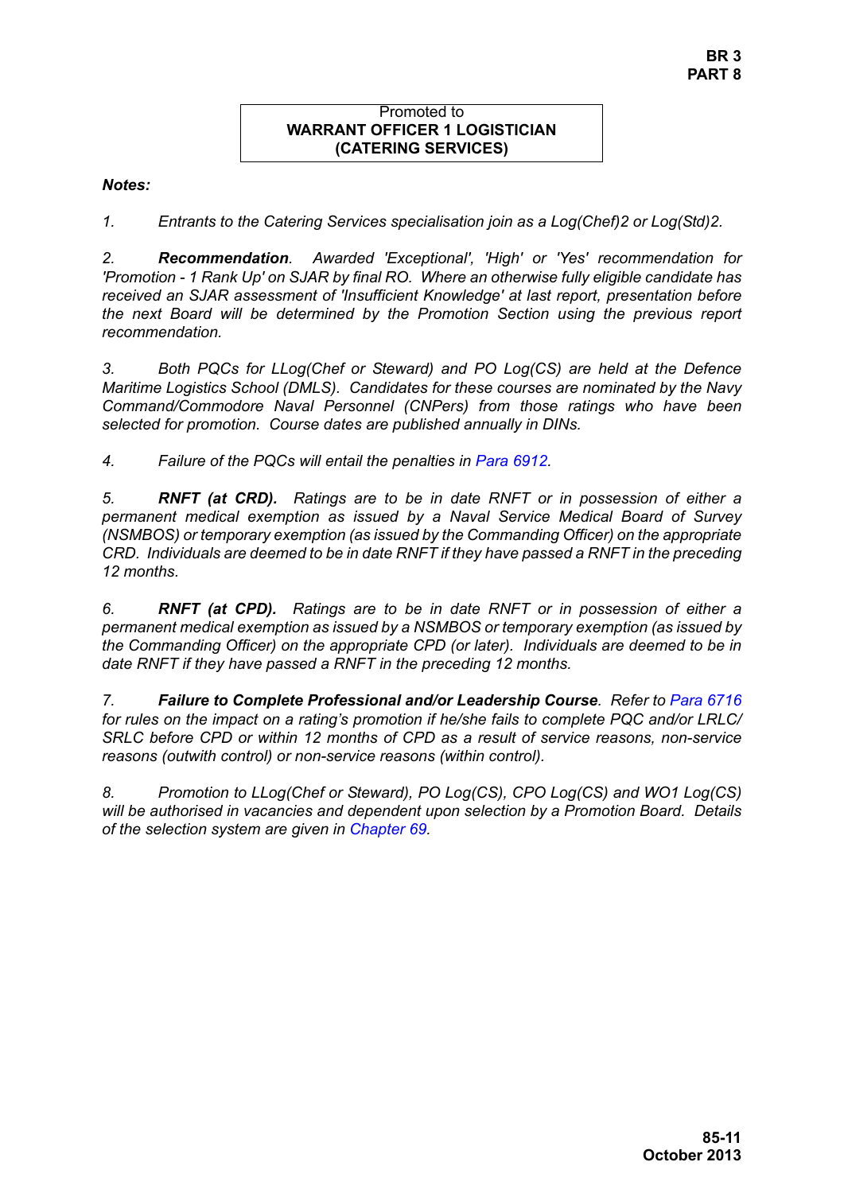Promoted to
**WARRANT OFFICER 1 LOGISTICIAN (CATERING SERVICES)**

***Notes:***

*1. Entrants to the Catering Services specialisation join as a Log(Chef)2 or Log(Std)2.*

*2. **Recommendation**. Awarded 'Exceptional', 'High' or 'Yes' recommendation for 'Promotion - 1 Rank Up' on SJAR by final RO. Where an otherwise fully eligible candidate has received an SJAR assessment of 'Insufficient Knowledge' at last report, presentation before the next Board will be determined by the Promotion Section using the previous report recommendation.*

*3. Both PQCs for LLog(Chef or Steward) and PO Log(CS) are held at the Defence Maritime Logistics School (DMLS). Candidates for these courses are nominated by the Navy Command/Commodore Naval Personnel (CNPers) from those ratings who have been selected for promotion. Course dates are published annually in DINs.*

*4. Failure of the PQCs will entail the penalties in Para 6912.*

*5. **RNFT (at CRD).** Ratings are to be in date RNFT or in possession of either a permanent medical exemption as issued by a Naval Service Medical Board of Survey (NSMBOS) or temporary exemption (as issued by the Commanding Officer) on the appropriate CRD. Individuals are deemed to be in date RNFT if they have passed a RNFT in the preceding 12 months.*

*6. **RNFT (at CPD).** Ratings are to be in date RNFT or in possession of either a permanent medical exemption as issued by a NSMBOS or temporary exemption (as issued by the Commanding Officer) on the appropriate CPD (or later). Individuals are deemed to be in date RNFT if they have passed a RNFT in the preceding 12 months.*

*7. **Failure to Complete Professional and/or Leadership Course**. Refer to Para 6716 for rules on the impact on a rating's promotion if he/she fails to complete PQC and/or LRLC/ SRLC before CPD or within 12 months of CPD as a result of service reasons, non-service reasons (outwith control) or non-service reasons (within control).*

*8. Promotion to LLog(Chef or Steward), PO Log(CS), CPO Log(CS) and WO1 Log(CS) will be authorised in vacancies and dependent upon selection by a Promotion Board. Details of the selection system are given in Chapter 69.*